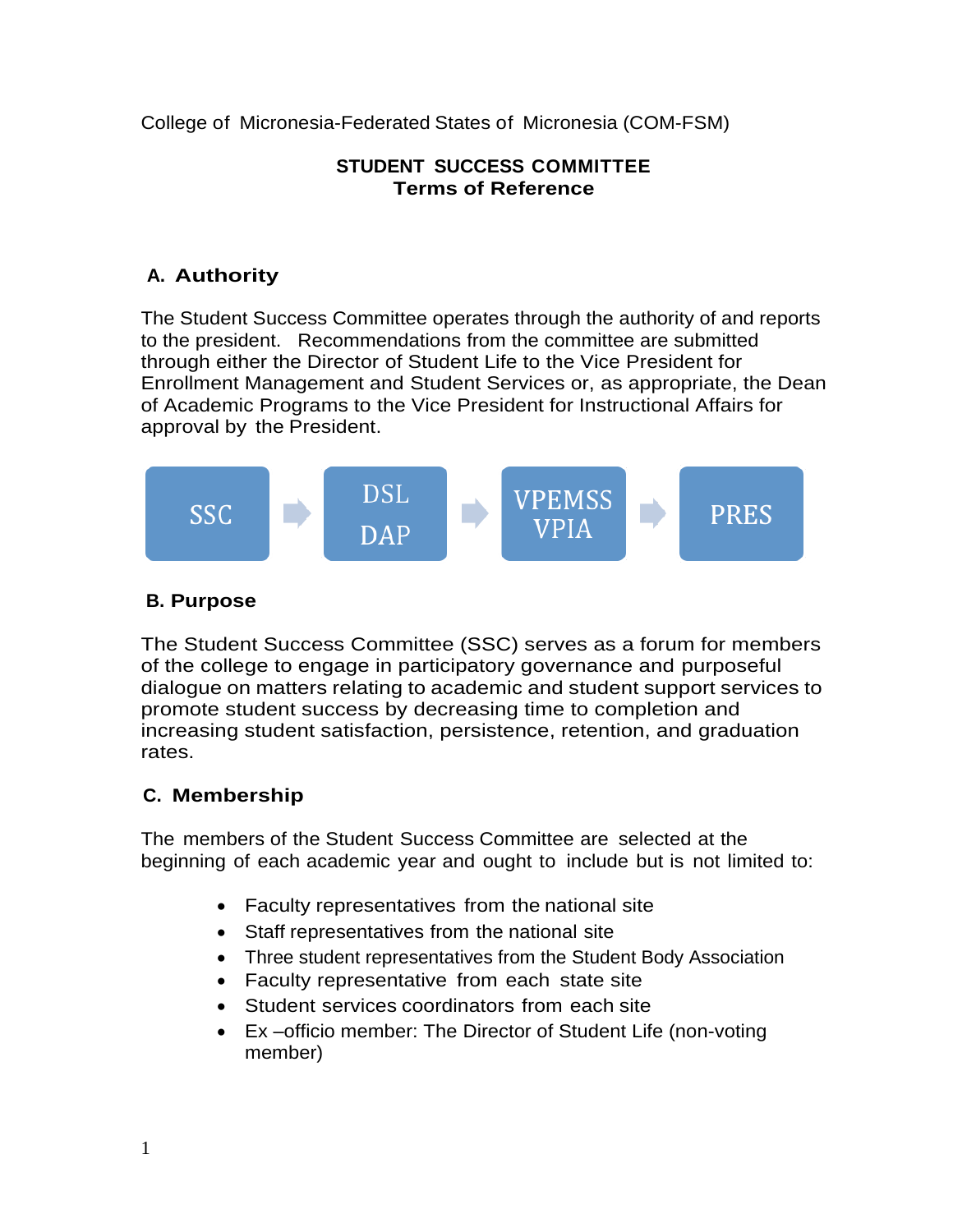College of Micronesia-Federated States of Micronesia (COM-FSM)

**STUDENT SUCCESS COMMITTEE**
**Terms of Reference**

## A. Authority

The Student Success Committee operates through the authority of and reports to the president. Recommendations from the committee are submitted through either the Director of Student Life to the Vice President for Enrollment Management and Student Services or, as appropriate, the Dean of Academic Programs to the Vice President for Instructional Affairs for approval by the President.

SSC → DSL / DAP → VPEMSS / VPIA → PRES

## B. Purpose

The Student Success Committee (SSC) serves as a forum for members of the college to engage in participatory governance and purposeful dialogue on matters relating to academic and student support services to promote student success by decreasing time to completion and increasing student satisfaction, persistence, retention, and graduation rates.

## C. Membership

The members of the Student Success Committee are selected at the beginning of each academic year and ought to include but is not limited to:

- Faculty representatives from the national site
- Staff representatives from the national site
- Three student representatives from the Student Body Association
- Faculty representative from each state site
- Student services coordinators from each site
- Ex –officio member: The Director of Student Life (non-voting member)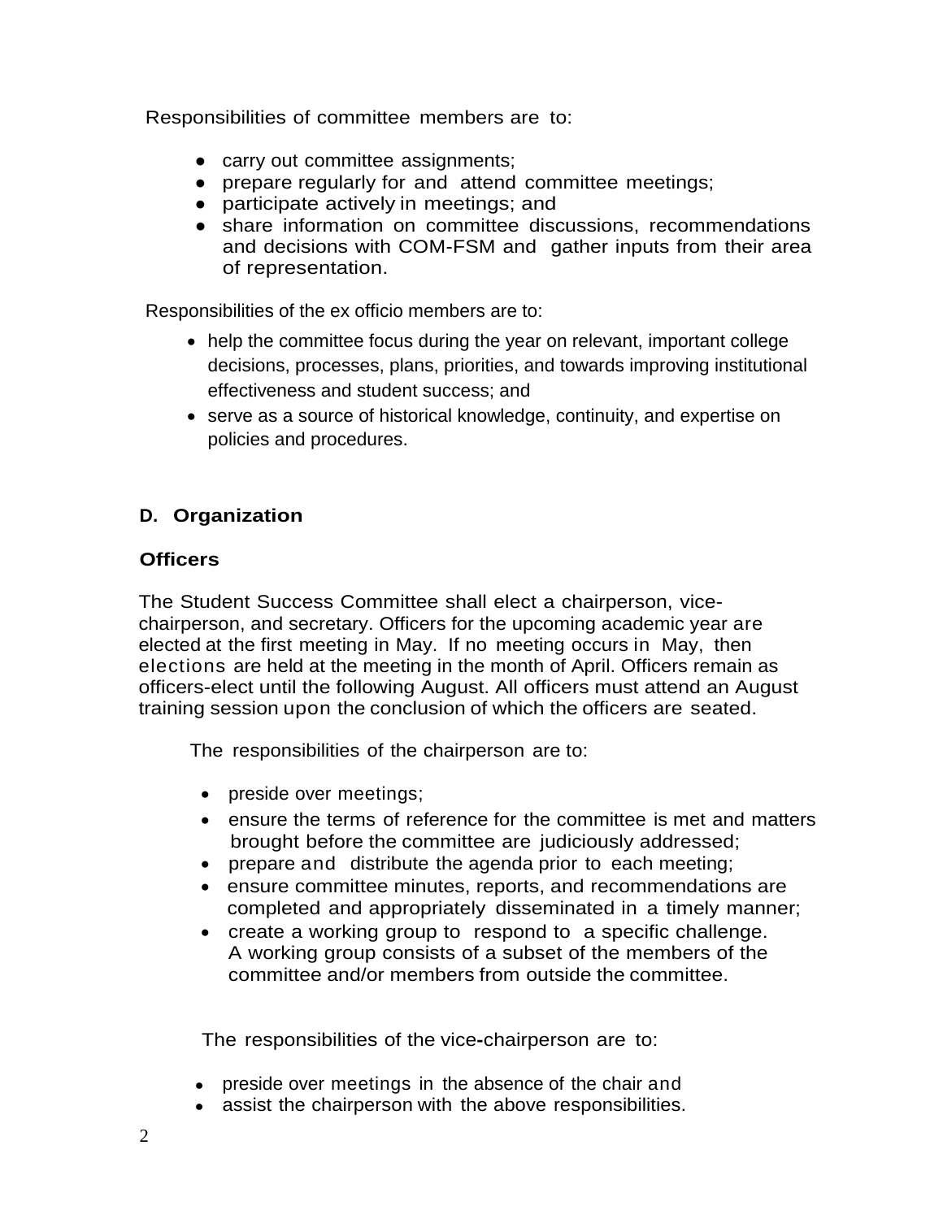Responsibilities of committee members are to:

- carry out committee assignments;
- prepare regularly for and attend committee meetings;
- participate actively in meetings; and
- share information on committee discussions, recommendations and decisions with COM-FSM and gather inputs from their area of representation.

Responsibilities of the ex officio members are to:

- help the committee focus during the year on relevant, important college decisions, processes, plans, priorities, and towards improving institutional effectiveness and student success; and
- serve as a source of historical knowledge, continuity, and expertise on policies and procedures.

## D. Organization

### Officers

The Student Success Committee shall elect a chairperson, vice-chairperson, and secretary. Officers for the upcoming academic year are elected at the first meeting in May. If no meeting occurs in May, then elections are held at the meeting in the month of April. Officers remain as officers-elect until the following August. All officers must attend an August training session upon the conclusion of which the officers are seated.

The responsibilities of the chairperson are to:

- preside over meetings;
- ensure the terms of reference for the committee is met and matters brought before the committee are judiciously addressed;
- prepare and distribute the agenda prior to each meeting;
- ensure committee minutes, reports, and recommendations are completed and appropriately disseminated in a timely manner;
- create a working group to respond to a specific challenge. A working group consists of a subset of the members of the committee and/or members from outside the committee.

The responsibilities of the vice-chairperson are to:

- preside over meetings in the absence of the chair and
- assist the chairperson with the above responsibilities.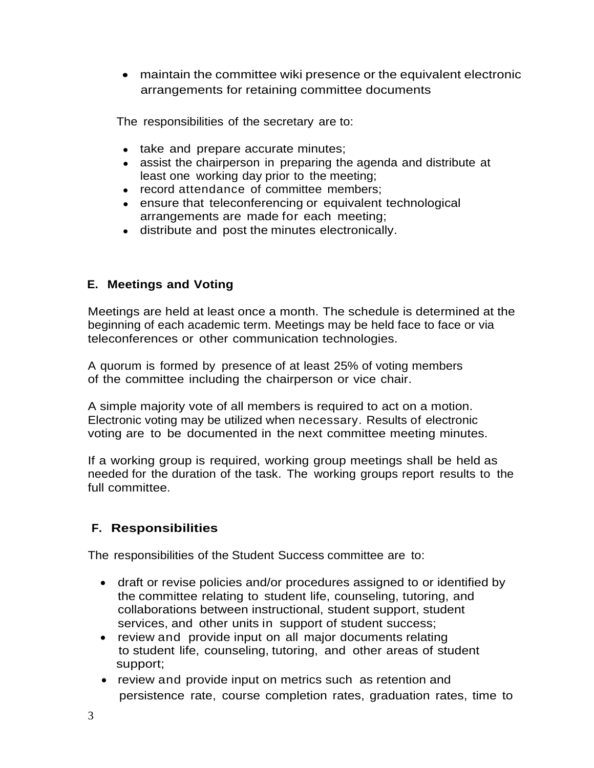- maintain the committee wiki presence or the equivalent electronic arrangements for retaining committee documents

The responsibilities of the secretary are to:

- take and prepare accurate minutes;
- assist the chairperson in preparing the agenda and distribute at least one working day prior to the meeting;
- record attendance of committee members;
- ensure that teleconferencing or equivalent technological arrangements are made for each meeting;
- distribute and post the minutes electronically.

## E. Meetings and Voting

Meetings are held at least once a month. The schedule is determined at the beginning of each academic term. Meetings may be held face to face or via teleconferences or other communication technologies.

A quorum is formed by presence of at least 25% of voting members of the committee including the chairperson or vice chair.

A simple majority vote of all members is required to act on a motion. Electronic voting may be utilized when necessary. Results of electronic voting are to be documented in the next committee meeting minutes.

If a working group is required, working group meetings shall be held as needed for the duration of the task. The working groups report results to the full committee.

## F. Responsibilities

The responsibilities of the Student Success committee are to:

- draft or revise policies and/or procedures assigned to or identified by the committee relating to student life, counseling, tutoring, and collaborations between instructional, student support, student services, and other units in support of student success;
- review and provide input on all major documents relating to student life, counseling, tutoring, and other areas of student support;
- review and provide input on metrics such as retention and persistence rate, course completion rates, graduation rates, time to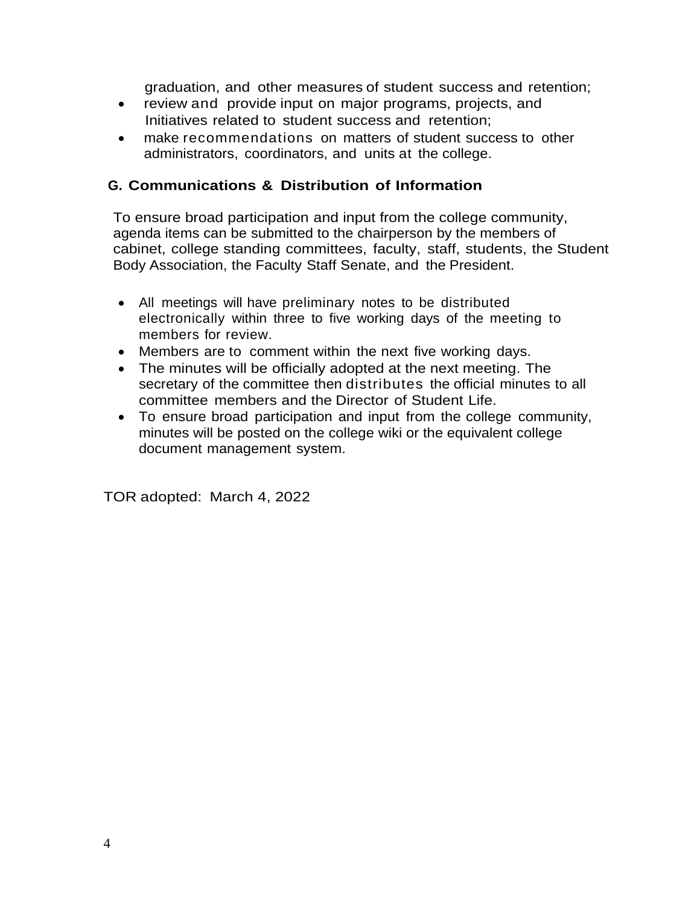graduation, and other measures of student success and retention;

- review and provide input on major programs, projects, and Initiatives related to student success and retention;
- make recommendations on matters of student success to other administrators, coordinators, and units at the college.

## G. Communications & Distribution of Information

To ensure broad participation and input from the college community, agenda items can be submitted to the chairperson by the members of cabinet, college standing committees, faculty, staff, students, the Student Body Association, the Faculty Staff Senate, and the President.

- All meetings will have preliminary notes to be distributed electronically within three to five working days of the meeting to members for review.
- Members are to comment within the next five working days.
- The minutes will be officially adopted at the next meeting. The secretary of the committee then distributes the official minutes to all committee members and the Director of Student Life.
- To ensure broad participation and input from the college community, minutes will be posted on the college wiki or the equivalent college document management system.

TOR adopted: March 4, 2022